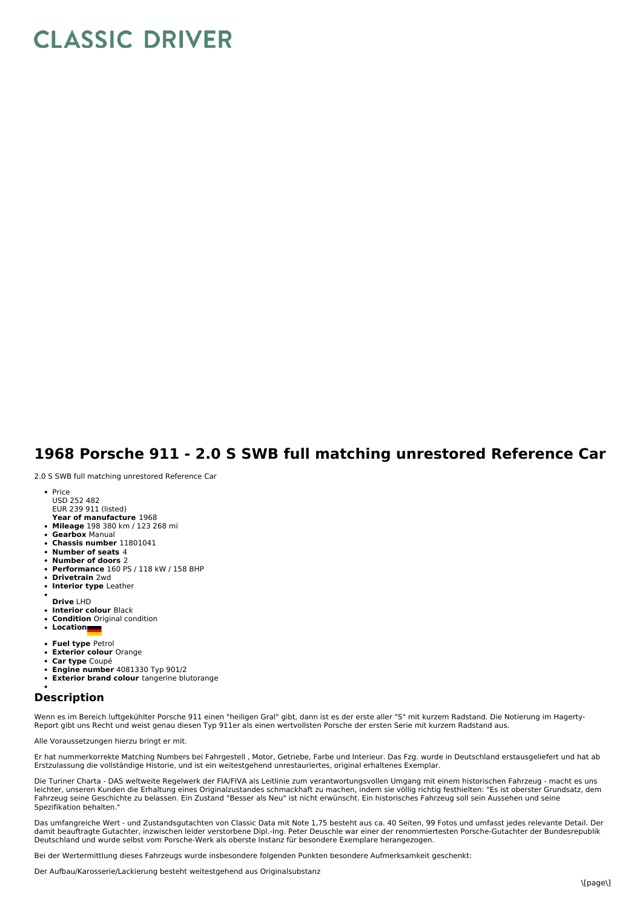# CLASSIC DRIVER

## 1968 Porsche 911 - 2.0 S SWB full matching unrestored Reference Car

2.0 S SWB full matching unrestored Reference Car

- Price
  USD 252 482
  EUR 239 911 (listed)
  **Year of manufacture** 1968
- **Mileage** 198 380 km / 123 268 mi
- **Gearbox** Manual
- **Chassis number** 11801041
- **Number of seats** 4
- **Number of doors** 2
- **Performance** 160 PS / 118 kW / 158 BHP
- **Drivetrain** 2wd
- **Interior type** Leather
- **Drive** LHD
- **Interior colour** Black
- **Condition** Original condition
- **Location**
- **Fuel type** Petrol
- **Exterior colour** Orange
- **Car type** Coupé
- **Engine number** 4081330 Typ 901/2
- **Exterior brand colour** tangerine blutorange

## Description

Wenn es im Bereich luftgekühlter Porsche 911 einen "heiligen Gral" gibt, dann ist es der erste aller "S" mit kurzem Radstand. Die Notierung im Hagerty-Report gibt uns Recht und weist genau diesen Typ 911er als einen wertvollsten Porsche der ersten Serie mit kurzem Radstand aus.

Alle Voraussetzungen hierzu bringt er mit.

Er hat nummerkorrekte Matching Numbers bei Fahrgestell , Motor, Getriebe, Farbe und Interieur. Das Fzg. wurde in Deutschland erstausgeliefert und hat ab Erstzulassung die vollständige Historie, und ist ein weitestgehend unrestauriertes, original erhaltenes Exemplar.

Die Turiner Charta - DAS weltweite Regelwerk der FIA/FIVA als Leitlinie zum verantwortungsvollen Umgang mit einem historischen Fahrzeug - macht es uns leichter, unseren Kunden die Erhaltung eines Originalzustandes schmackhaft zu machen, indem sie völlig richtig festhielten: "Es ist oberster Grundsatz, dem Fahrzeug seine Geschichte zu belassen. Ein Zustand "Besser als Neu" ist nicht erwünscht. Ein historisches Fahrzeug soll sein Aussehen und seine Spezifikation behalten."

Das umfangreiche Wert - und Zustandsgutachten von Classic Data mit Note 1,75 besteht aus ca. 40 Seiten, 99 Fotos und umfasst jedes relevante Detail. Der damit beauftragte Gutachter, inzwischen leider verstorbene Dipl.-Ing. Peter Deuschle war einer der renommiertesten Porsche-Gutachter der Bundesrepublik Deutschland und wurde selbst vom Porsche-Werk als oberste Instanz für besondere Exemplare herangezogen.

Bei der Wertermittlung dieses Fahrzeugs wurde insbesondere folgenden Punkten besondere Aufmerksamkeit geschenkt:

Der Aufbau/Karosserie/Lackierung besteht weitestgehend aus Originalsubstanz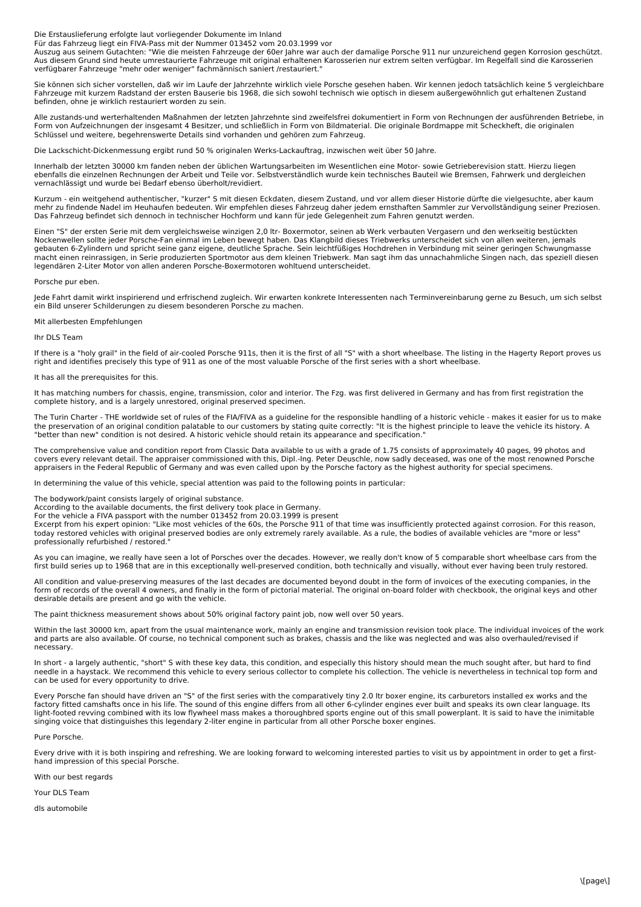Die Erstauslieferung erfolgte laut vorliegender Dokumente im Inland
Für das Fahrzeug liegt ein FIVA-Pass mit der Nummer 013452 vom 20.03.1999 vor
Auszug aus seinem Gutachten: "Wie die meisten Fahrzeuge der 60er Jahre war auch der damalige Porsche 911 nur unzureichend gegen Korrosion geschützt. Aus diesem Grund sind heute umrestaurierte Fahrzeuge mit original erhaltenen Karosserien nur extrem selten verfügbar. Im Regelfall sind die Karosserien verfügbarer Fahrzeuge "mehr oder weniger" fachmännisch saniert /restauriert."

Sie können sich sicher vorstellen, daß wir im Laufe der Jahrzehnte wirklich viele Porsche gesehen haben. Wir kennen jedoch tatsächlich keine 5 vergleichbare Fahrzeuge mit kurzem Radstand der ersten Bauserie bis 1968, die sich sowohl technisch wie optisch in diesem außergewöhnlich gut erhaltenen Zustand befinden, ohne je wirklich restauriert worden zu sein.

Alle zustands-und werterhaltenden Maßnahmen der letzten Jahrzehnte sind zweifelsfrei dokumentiert in Form von Rechnungen der ausführenden Betriebe, in Form von Aufzeichnungen der insgesamt 4 Besitzer, und schließlich in Form von Bildmaterial. Die originale Bordmappe mit Scheckheft, die originalen Schlüssel und weitere, begehrenswerte Details sind vorhanden und gehören zum Fahrzeug.

Die Lackschicht-Dickenmessung ergibt rund 50 % originalen Werks-Lackauftrag, inzwischen weit über 50 Jahre.

Innerhalb der letzten 30000 km fanden neben der üblichen Wartungsarbeiten im Wesentlichen eine Motor- sowie Getrieberevision statt. Hierzu liegen ebenfalls die einzelnen Rechnungen der Arbeit und Teile vor. Selbstverständlich wurde kein technisches Bauteil wie Bremsen, Fahrwerk und dergleichen vernachlässigt und wurde bei Bedarf ebenso überholt/revidiert.

Kurzum - ein weitgehend authentischer, "kurzer" S mit diesen Eckdaten, diesem Zustand, und vor allem dieser Historie dürfte die vielgesuchte, aber kaum mehr zu findende Nadel im Heuhaufen bedeuten. Wir empfehlen dieses Fahrzeug daher jedem ernsthaften Sammler zur Vervollständigung seiner Preziosen. Das Fahrzeug befindet sich dennoch in technischer Hochform und kann für jede Gelegenheit zum Fahren genutzt werden.

Einen "S" der ersten Serie mit dem vergleichsweise winzigen 2,0 ltr- Boxermotor, seinen ab Werk verbauten Vergasern und den werkseitig bestückten Nockenwellen sollte jeder Porsche-Fan einmal im Leben bewegt haben. Das Klangbild dieses Triebwerks unterscheidet sich von allen weiteren, jemals gebauten 6-Zylindern und spricht seine ganz eigene, deutliche Sprache. Sein leichtfüßiges Hochdrehen in Verbindung mit seiner geringen Schwungmasse macht einen reinrassigen, in Serie produzierten Sportmotor aus dem kleinen Triebwerk. Man sagt ihm das unnachahmliche Singen nach, das speziell diesen legendären 2-Liter Motor von allen anderen Porsche-Boxermotoren wohltuend unterscheidet.

Porsche pur eben.

Jede Fahrt damit wirkt inspirierend und erfrischend zugleich. Wir erwarten konkrete Interessenten nach Terminvereinbarung gerne zu Besuch, um sich selbst ein Bild unserer Schilderungen zu diesem besonderen Porsche zu machen.

Mit allerbesten Empfehlungen

Ihr DLS Team

If there is a "holy grail" in the field of air-cooled Porsche 911s, then it is the first of all "S" with a short wheelbase. The listing in the Hagerty Report proves us right and identifies precisely this type of 911 as one of the most valuable Porsche of the first series with a short wheelbase.

It has all the prerequisites for this.

It has matching numbers for chassis, engine, transmission, color and interior. The Fzg. was first delivered in Germany and has from first registration the complete history, and is a largely unrestored, original preserved specimen.

The Turin Charter - THE worldwide set of rules of the FIA/FIVA as a guideline for the responsible handling of a historic vehicle - makes it easier for us to make the preservation of an original condition palatable to our customers by stating quite correctly: "It is the highest principle to leave the vehicle its history. A "better than new" condition is not desired. A historic vehicle should retain its appearance and specification."

The comprehensive value and condition report from Classic Data available to us with a grade of 1.75 consists of approximately 40 pages, 99 photos and covers every relevant detail. The appraiser commissioned with this, Dipl.-Ing. Peter Deuschle, now sadly deceased, was one of the most renowned Porsche appraisers in the Federal Republic of Germany and was even called upon by the Porsche factory as the highest authority for special specimens.

In determining the value of this vehicle, special attention was paid to the following points in particular:

The bodywork/paint consists largely of original substance.
According to the available documents, the first delivery took place in Germany.
For the vehicle a FIVA passport with the number 013452 from 20.03.1999 is present
Excerpt from his expert opinion: "Like most vehicles of the 60s, the Porsche 911 of that time was insufficiently protected against corrosion. For this reason, today restored vehicles with original preserved bodies are only extremely rarely available. As a rule, the bodies of available vehicles are "more or less" professionally refurbished / restored."

As you can imagine, we really have seen a lot of Porsches over the decades. However, we really don't know of 5 comparable short wheelbase cars from the first build series up to 1968 that are in this exceptionally well-preserved condition, both technically and visually, without ever having been truly restored.

All condition and value-preserving measures of the last decades are documented beyond doubt in the form of invoices of the executing companies, in the form of records of the overall 4 owners, and finally in the form of pictorial material. The original on-board folder with checkbook, the original keys and other desirable details are present and go with the vehicle.

The paint thickness measurement shows about 50% original factory paint job, now well over 50 years.

Within the last 30000 km, apart from the usual maintenance work, mainly an engine and transmission revision took place. The individual invoices of the work and parts are also available. Of course, no technical component such as brakes, chassis and the like was neglected and was also overhauled/revised if necessary.

In short - a largely authentic, "short" S with these key data, this condition, and especially this history should mean the much sought after, but hard to find needle in a haystack. We recommend this vehicle to every serious collector to complete his collection. The vehicle is nevertheless in technical top form and can be used for every opportunity to drive.

Every Porsche fan should have driven an "S" of the first series with the comparatively tiny 2.0 ltr boxer engine, its carburetors installed ex works and the factory fitted camshafts once in his life. The sound of this engine differs from all other 6-cylinder engines ever built and speaks its own clear language. Its light-footed revving combined with its low flywheel mass makes a thoroughbred sports engine out of this small powerplant. It is said to have the inimitable singing voice that distinguishes this legendary 2-liter engine in particular from all other Porsche boxer engines.

Pure Porsche.

Every drive with it is both inspiring and refreshing. We are looking forward to welcoming interested parties to visit us by appointment in order to get a first-hand impression of this special Porsche.

With our best regards

Your DLS Team

dls automobile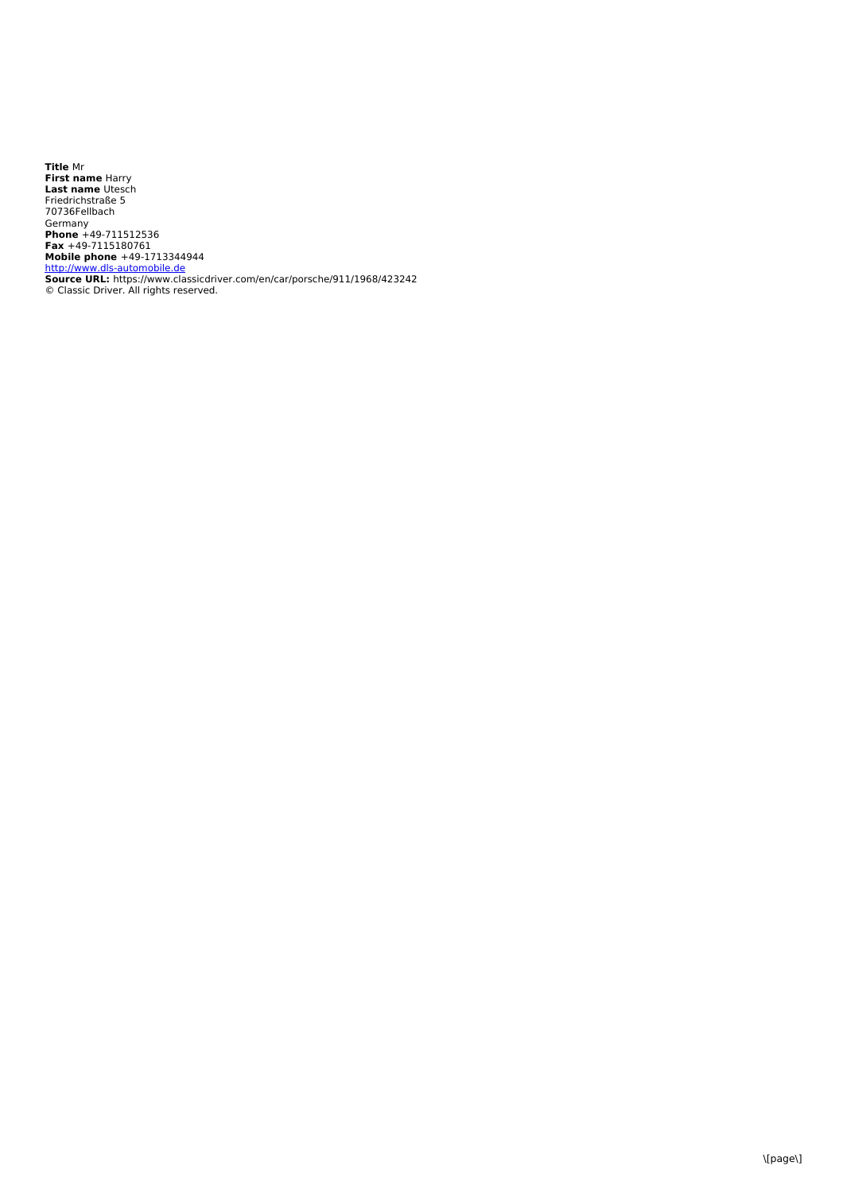**Title** Mr
**First name** Harry
**Last name** Utesch
Friedrichstraße 5
70736Fellbach
Germany
**Phone** +49-711512536
**Fax** +49-7115180761
**Mobile phone** +49-1713344944
[http://www.dls-automobile.de](http://www.dls-automobile.de)
**Source URL:** https://www.classicdriver.com/en/car/porsche/911/1968/423242
© Classic Driver. All rights reserved.